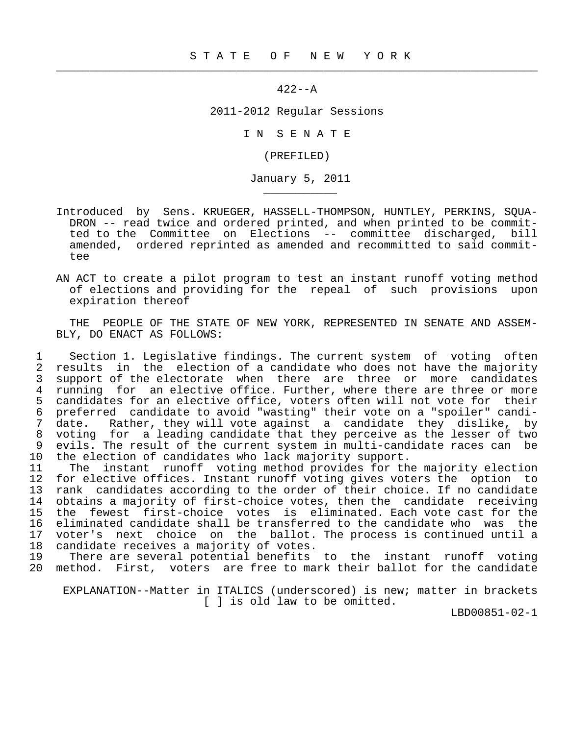# S T A T E   O F   N E W   Y O R K

422--A

2011-2012 Regular Sessions

I N  S E N A T E

(PREFILED)

January 5, 2011

Introduced by Sens. KRUEGER, HASSELL-THOMPSON, HUNTLEY, PERKINS, SQUADRON -- read twice and ordered printed, and when printed to be committed to the Committee on Elections -- committee discharged, bill amended, ordered reprinted as amended and recommitted to said committee

AN ACT to create a pilot program to test an instant runoff voting method of elections and providing for the repeal of such provisions upon expiration thereof

THE PEOPLE OF THE STATE OF NEW YORK, REPRESENTED IN SENATE AND ASSEMBLY, DO ENACT AS FOLLOWS:

1 Section 1. Legislative findings. The current system of voting often
2 results in the election of a candidate who does not have the majority
3 support of the electorate when there are three or more candidates
4 running for an elective office. Further, where there are three or more
5 candidates for an elective office, voters often will not vote for their
6 preferred candidate to avoid "wasting" their vote on a "spoiler" candi-
7 date. Rather, they will vote against a candidate they dislike, by
8 voting for a leading candidate that they perceive as the lesser of two
9 evils. The result of the current system in multi-candidate races can be
10 the election of candidates who lack majority support.
11 The instant runoff voting method provides for the majority election
12 for elective offices. Instant runoff voting gives voters the option to
13 rank candidates according to the order of their choice. If no candidate
14 obtains a majority of first-choice votes, then the candidate receiving
15 the fewest first-choice votes is eliminated. Each vote cast for the
16 eliminated candidate shall be transferred to the candidate who was the
17 voter's next choice on the ballot. The process is continued until a
18 candidate receives a majority of votes.
19 There are several potential benefits to the instant runoff voting
20 method. First, voters are free to mark their ballot for the candidate

EXPLANATION--Matter in ITALICS (underscored) is new; matter in brackets [ ] is old law to be omitted.

LBD00851-02-1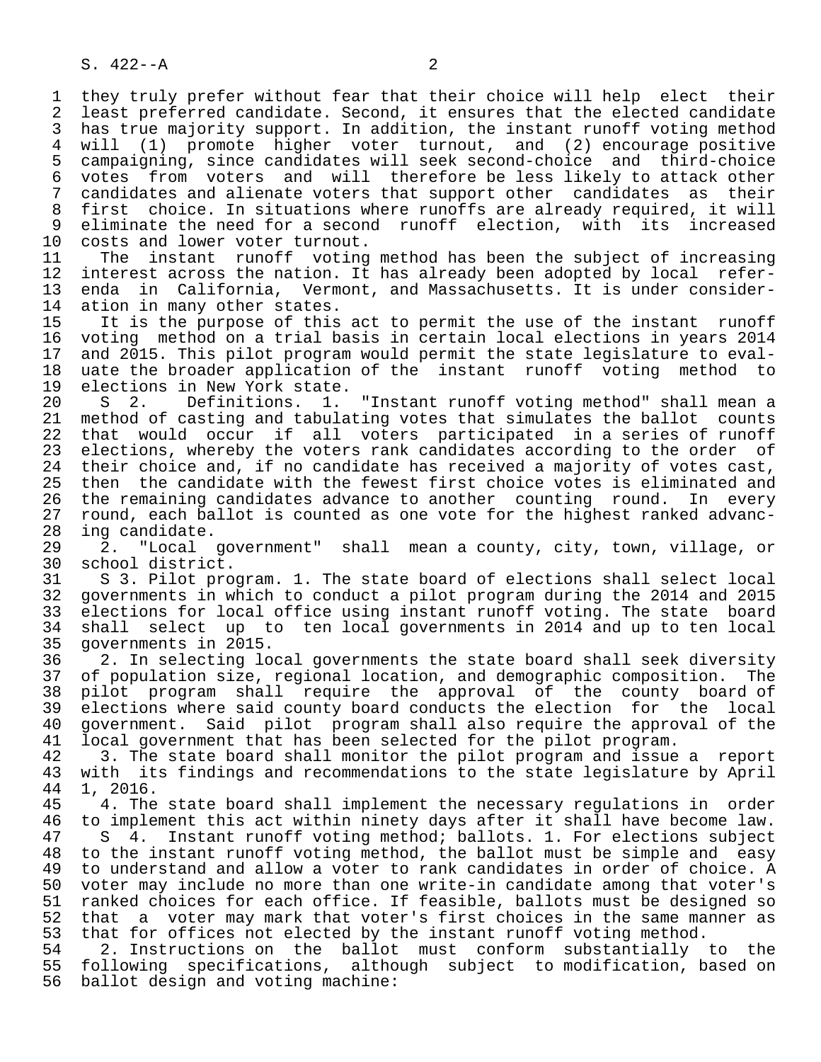they truly prefer without fear that their choice will help elect their least preferred candidate. Second, it ensures that the elected candidate has true majority support. In addition, the instant runoff voting method will (1) promote higher voter turnout, and (2) encourage positive campaigning, since candidates will seek second-choice and third-choice votes from voters and will therefore be less likely to attack other candidates and alienate voters that support other candidates as their first choice. In situations where runoffs are already required, it will eliminate the need for a second runoff election, with its increased costs and lower voter turnout.

The instant runoff voting method has been the subject of increasing interest across the nation. It has already been adopted by local referenda in California, Vermont, and Massachusetts. It is under consideration in many other states.

It is the purpose of this act to permit the use of the instant runoff voting method on a trial basis in certain local elections in years 2014 and 2015. This pilot program would permit the state legislature to evaluate the broader application of the instant runoff voting method to elections in New York state.

S 2. Definitions. 1. "Instant runoff voting method" shall mean a method of casting and tabulating votes that simulates the ballot counts that would occur if all voters participated in a series of runoff elections, whereby the voters rank candidates according to the order of their choice and, if no candidate has received a majority of votes cast, then the candidate with the fewest first choice votes is eliminated and the remaining candidates advance to another counting round. In every round, each ballot is counted as one vote for the highest ranked advancing candidate.

2. "Local government" shall mean a county, city, town, village, or school district.

S 3. Pilot program. 1. The state board of elections shall select local governments in which to conduct a pilot program during the 2014 and 2015 elections for local office using instant runoff voting. The state board shall select up to ten local governments in 2014 and up to ten local governments in 2015.

2. In selecting local governments the state board shall seek diversity of population size, regional location, and demographic composition. The pilot program shall require the approval of the county board of elections where said county board conducts the election for the local government. Said pilot program shall also require the approval of the local government that has been selected for the pilot program.

3. The state board shall monitor the pilot program and issue a report with its findings and recommendations to the state legislature by April 1, 2016.

4. The state board shall implement the necessary regulations in order to implement this act within ninety days after it shall have become law.

S 4. Instant runoff voting method; ballots. 1. For elections subject to the instant runoff voting method, the ballot must be simple and easy to understand and allow a voter to rank candidates in order of choice. A voter may include no more than one write-in candidate among that voter's ranked choices for each office. If feasible, ballots must be designed so that a voter may mark that voter's first choices in the same manner as that for offices not elected by the instant runoff voting method.

2. Instructions on the ballot must conform substantially to the following specifications, although subject to modification, based on ballot design and voting machine: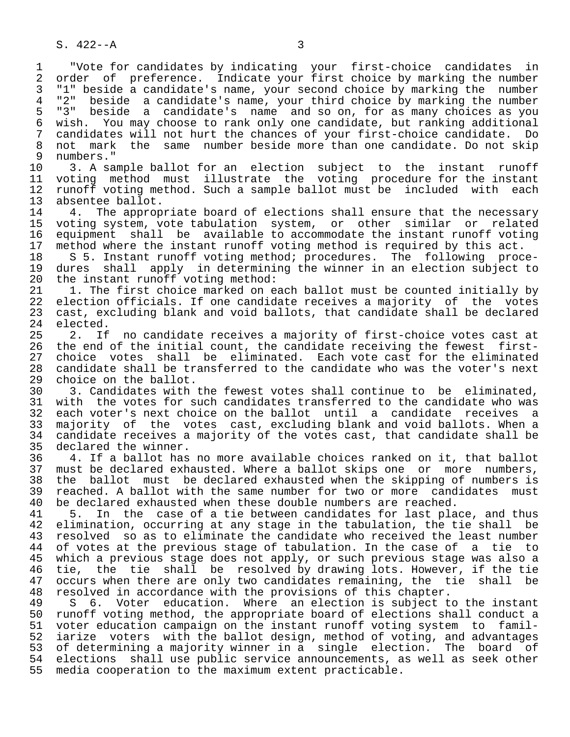"Vote for candidates by indicating your first-choice candidates in order of preference. Indicate your first choice by marking the number "1" beside a candidate's name, your second choice by marking the number "2" beside a candidate's name, your third choice by marking the number "3" beside a candidate's name and so on, for as many choices as you wish. You may choose to rank only one candidate, but ranking additional candidates will not hurt the chances of your first-choice candidate. Do not mark the same number beside more than one candidate. Do not skip numbers."

3. A sample ballot for an election subject to the instant runoff voting method must illustrate the voting procedure for the instant runoff voting method. Such a sample ballot must be included with each absentee ballot.

4. The appropriate board of elections shall ensure that the necessary voting system, vote tabulation system, or other similar or related equipment shall be available to accommodate the instant runoff voting method where the instant runoff voting method is required by this act.

S 5. Instant runoff voting method; procedures. The following procedures shall apply in determining the winner in an election subject to the instant runoff voting method:

1. The first choice marked on each ballot must be counted initially by election officials. If one candidate receives a majority of the votes cast, excluding blank and void ballots, that candidate shall be declared elected.

2. If no candidate receives a majority of first-choice votes cast at the end of the initial count, the candidate receiving the fewest first-choice votes shall be eliminated. Each vote cast for the eliminated candidate shall be transferred to the candidate who was the voter's next choice on the ballot.

3. Candidates with the fewest votes shall continue to be eliminated, with the votes for such candidates transferred to the candidate who was each voter's next choice on the ballot until a candidate receives a majority of the votes cast, excluding blank and void ballots. When a candidate receives a majority of the votes cast, that candidate shall be declared the winner.

4. If a ballot has no more available choices ranked on it, that ballot must be declared exhausted. Where a ballot skips one or more numbers, the ballot must be declared exhausted when the skipping of numbers is reached. A ballot with the same number for two or more candidates must be declared exhausted when these double numbers are reached.

5. In the case of a tie between candidates for last place, and thus elimination, occurring at any stage in the tabulation, the tie shall be resolved so as to eliminate the candidate who received the least number of votes at the previous stage of tabulation. In the case of a tie to which a previous stage does not apply, or such previous stage was also a tie, the tie shall be resolved by drawing lots. However, if the tie occurs when there are only two candidates remaining, the tie shall be resolved in accordance with the provisions of this chapter.

S 6. Voter education. Where an election is subject to the instant runoff voting method, the appropriate board of elections shall conduct a voter education campaign on the instant runoff voting system to familiarize voters with the ballot design, method of voting, and advantages of determining a majority winner in a single election. The board of elections shall use public service announcements, as well as seek other media cooperation to the maximum extent practicable.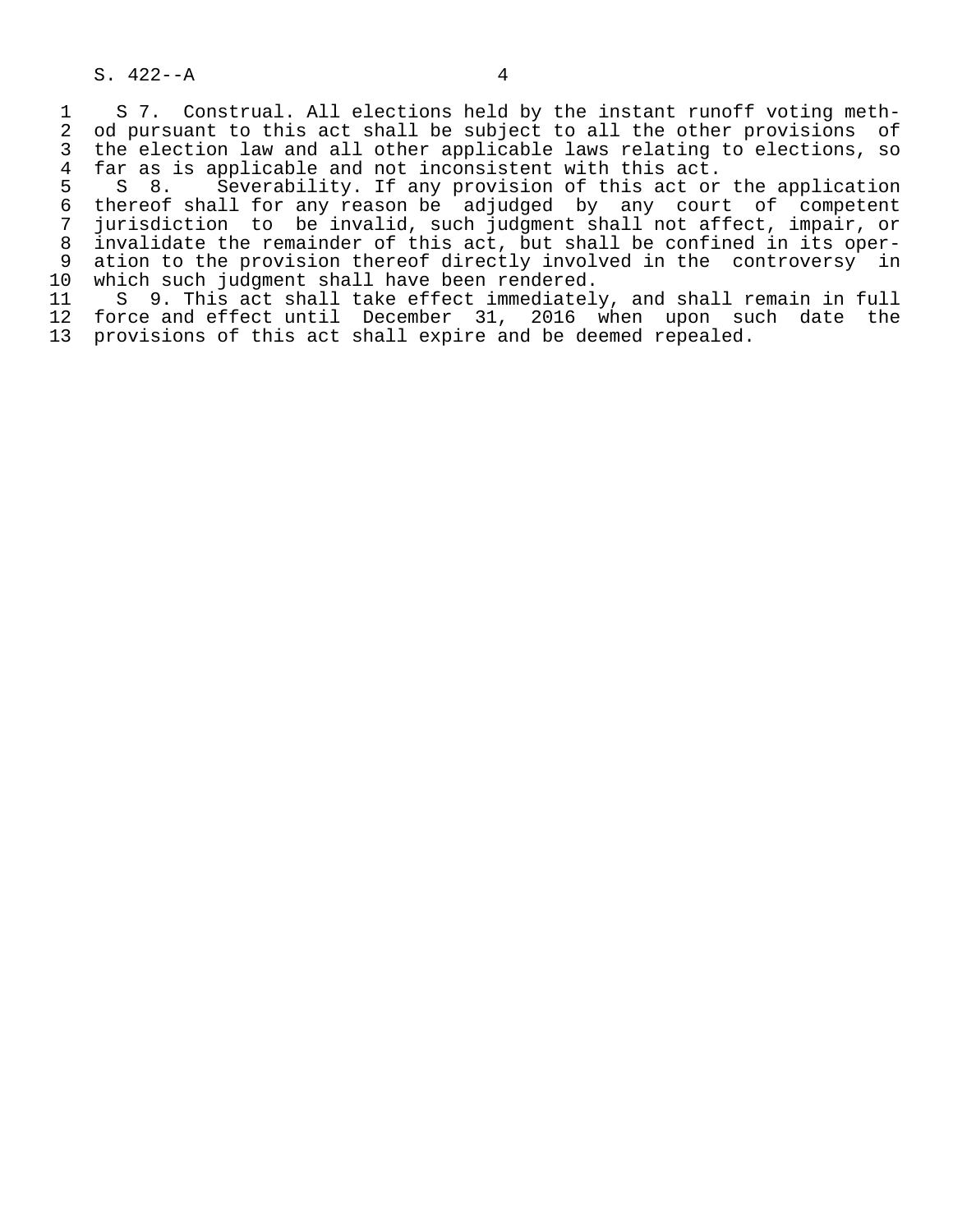S 7. Construal. All elections held by the instant runoff voting method pursuant to this act shall be subject to all the other provisions of the election law and all other applicable laws relating to elections, so far as is applicable and not inconsistent with this act.

S 8. Severability. If any provision of this act or the application thereof shall for any reason be adjudged by any court of competent jurisdiction to be invalid, such judgment shall not affect, impair, or invalidate the remainder of this act, but shall be confined in its operation to the provision thereof directly involved in the controversy in which such judgment shall have been rendered.

S 9. This act shall take effect immediately, and shall remain in full force and effect until December 31, 2016 when upon such date the provisions of this act shall expire and be deemed repealed.